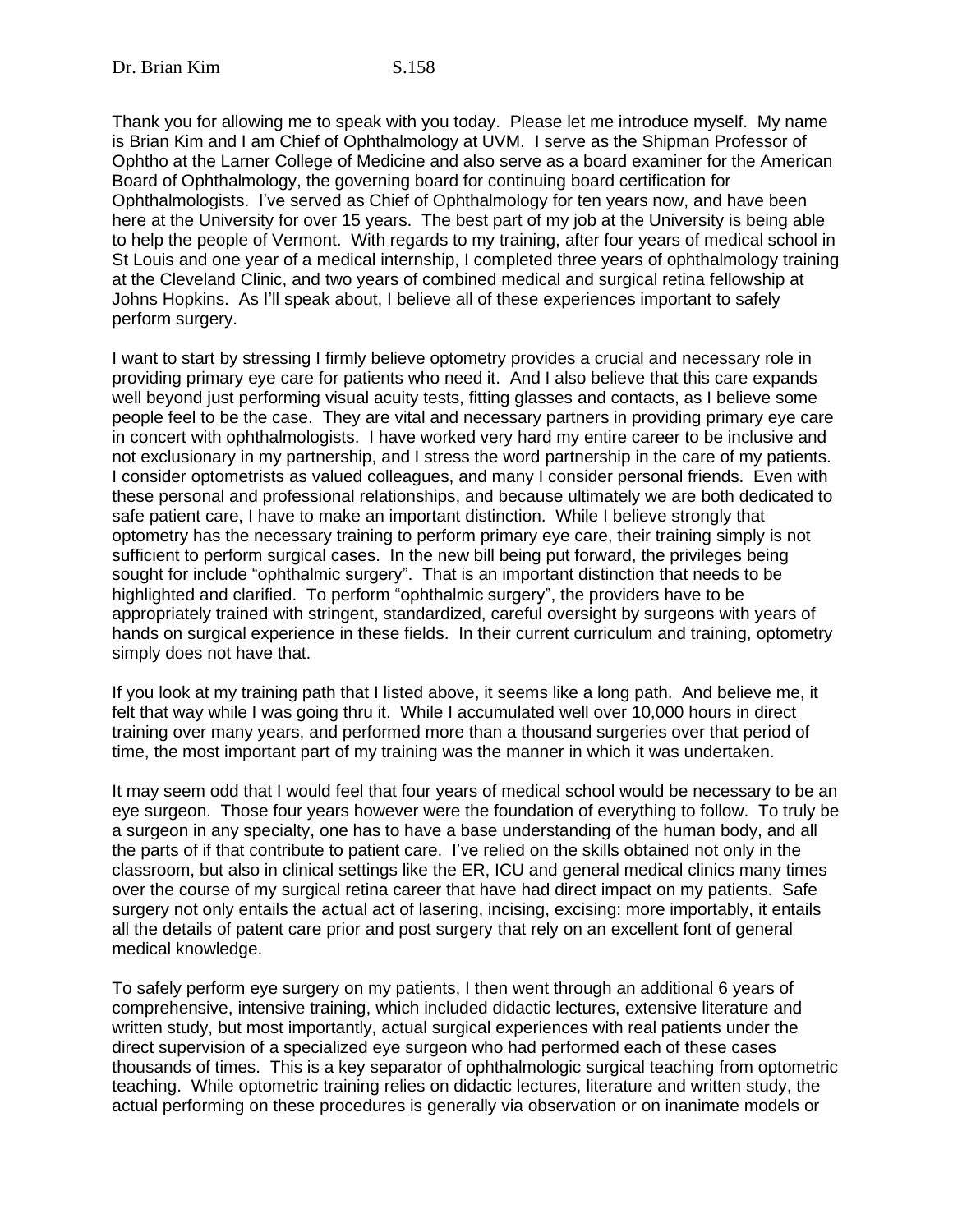Dr. Brian Kim S.158

Thank you for allowing me to speak with you today. Please let me introduce myself. My name is Brian Kim and I am Chief of Ophthalmology at UVM. I serve as the Shipman Professor of Ophtho at the Larner College of Medicine and also serve as a board examiner for the American Board of Ophthalmology, the governing board for continuing board certification for Ophthalmologists. I've served as Chief of Ophthalmology for ten years now, and have been here at the University for over 15 years. The best part of my job at the University is being able to help the people of Vermont. With regards to my training, after four years of medical school in St Louis and one year of a medical internship, I completed three years of ophthalmology training at the Cleveland Clinic, and two years of combined medical and surgical retina fellowship at Johns Hopkins. As I'll speak about, I believe all of these experiences important to safely perform surgery.

I want to start by stressing I firmly believe optometry provides a crucial and necessary role in providing primary eye care for patients who need it. And I also believe that this care expands well beyond just performing visual acuity tests, fitting glasses and contacts, as I believe some people feel to be the case. They are vital and necessary partners in providing primary eye care in concert with ophthalmologists. I have worked very hard my entire career to be inclusive and not exclusionary in my partnership, and I stress the word partnership in the care of my patients. I consider optometrists as valued colleagues, and many I consider personal friends. Even with these personal and professional relationships, and because ultimately we are both dedicated to safe patient care, I have to make an important distinction. While I believe strongly that optometry has the necessary training to perform primary eye care, their training simply is not sufficient to perform surgical cases. In the new bill being put forward, the privileges being sought for include "ophthalmic surgery". That is an important distinction that needs to be highlighted and clarified. To perform "ophthalmic surgery", the providers have to be appropriately trained with stringent, standardized, careful oversight by surgeons with years of hands on surgical experience in these fields. In their current curriculum and training, optometry simply does not have that.

If you look at my training path that I listed above, it seems like a long path. And believe me, it felt that way while I was going thru it. While I accumulated well over 10,000 hours in direct training over many years, and performed more than a thousand surgeries over that period of time, the most important part of my training was the manner in which it was undertaken.

It may seem odd that I would feel that four years of medical school would be necessary to be an eye surgeon. Those four years however were the foundation of everything to follow. To truly be a surgeon in any specialty, one has to have a base understanding of the human body, and all the parts of if that contribute to patient care. I've relied on the skills obtained not only in the classroom, but also in clinical settings like the ER, ICU and general medical clinics many times over the course of my surgical retina career that have had direct impact on my patients. Safe surgery not only entails the actual act of lasering, incising, excising: more importably, it entails all the details of patent care prior and post surgery that rely on an excellent font of general medical knowledge.

To safely perform eye surgery on my patients, I then went through an additional 6 years of comprehensive, intensive training, which included didactic lectures, extensive literature and written study, but most importantly, actual surgical experiences with real patients under the direct supervision of a specialized eye surgeon who had performed each of these cases thousands of times. This is a key separator of ophthalmologic surgical teaching from optometric teaching. While optometric training relies on didactic lectures, literature and written study, the actual performing on these procedures is generally via observation or on inanimate models or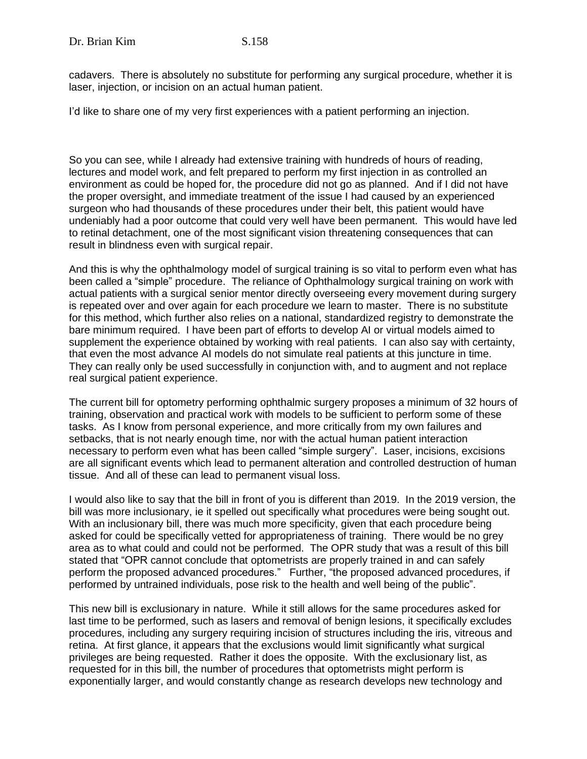cadavers. There is absolutely no substitute for performing any surgical procedure, whether it is laser, injection, or incision on an actual human patient.

I'd like to share one of my very first experiences with a patient performing an injection.

So you can see, while I already had extensive training with hundreds of hours of reading, lectures and model work, and felt prepared to perform my first injection in as controlled an environment as could be hoped for, the procedure did not go as planned. And if I did not have the proper oversight, and immediate treatment of the issue I had caused by an experienced surgeon who had thousands of these procedures under their belt, this patient would have undeniably had a poor outcome that could very well have been permanent. This would have led to retinal detachment, one of the most significant vision threatening consequences that can result in blindness even with surgical repair.

And this is why the ophthalmology model of surgical training is so vital to perform even what has been called a "simple" procedure. The reliance of Ophthalmology surgical training on work with actual patients with a surgical senior mentor directly overseeing every movement during surgery is repeated over and over again for each procedure we learn to master. There is no substitute for this method, which further also relies on a national, standardized registry to demonstrate the bare minimum required. I have been part of efforts to develop AI or virtual models aimed to supplement the experience obtained by working with real patients. I can also say with certainty, that even the most advance AI models do not simulate real patients at this juncture in time. They can really only be used successfully in conjunction with, and to augment and not replace real surgical patient experience.

The current bill for optometry performing ophthalmic surgery proposes a minimum of 32 hours of training, observation and practical work with models to be sufficient to perform some of these tasks. As I know from personal experience, and more critically from my own failures and setbacks, that is not nearly enough time, nor with the actual human patient interaction necessary to perform even what has been called "simple surgery". Laser, incisions, excisions are all significant events which lead to permanent alteration and controlled destruction of human tissue. And all of these can lead to permanent visual loss.

I would also like to say that the bill in front of you is different than 2019. In the 2019 version, the bill was more inclusionary, ie it spelled out specifically what procedures were being sought out. With an inclusionary bill, there was much more specificity, given that each procedure being asked for could be specifically vetted for appropriateness of training. There would be no grey area as to what could and could not be performed. The OPR study that was a result of this bill stated that "OPR cannot conclude that optometrists are properly trained in and can safely perform the proposed advanced procedures." Further, "the proposed advanced procedures, if performed by untrained individuals, pose risk to the health and well being of the public".

This new bill is exclusionary in nature. While it still allows for the same procedures asked for last time to be performed, such as lasers and removal of benign lesions, it specifically excludes procedures, including any surgery requiring incision of structures including the iris, vitreous and retina. At first glance, it appears that the exclusions would limit significantly what surgical privileges are being requested. Rather it does the opposite. With the exclusionary list, as requested for in this bill, the number of procedures that optometrists might perform is exponentially larger, and would constantly change as research develops new technology and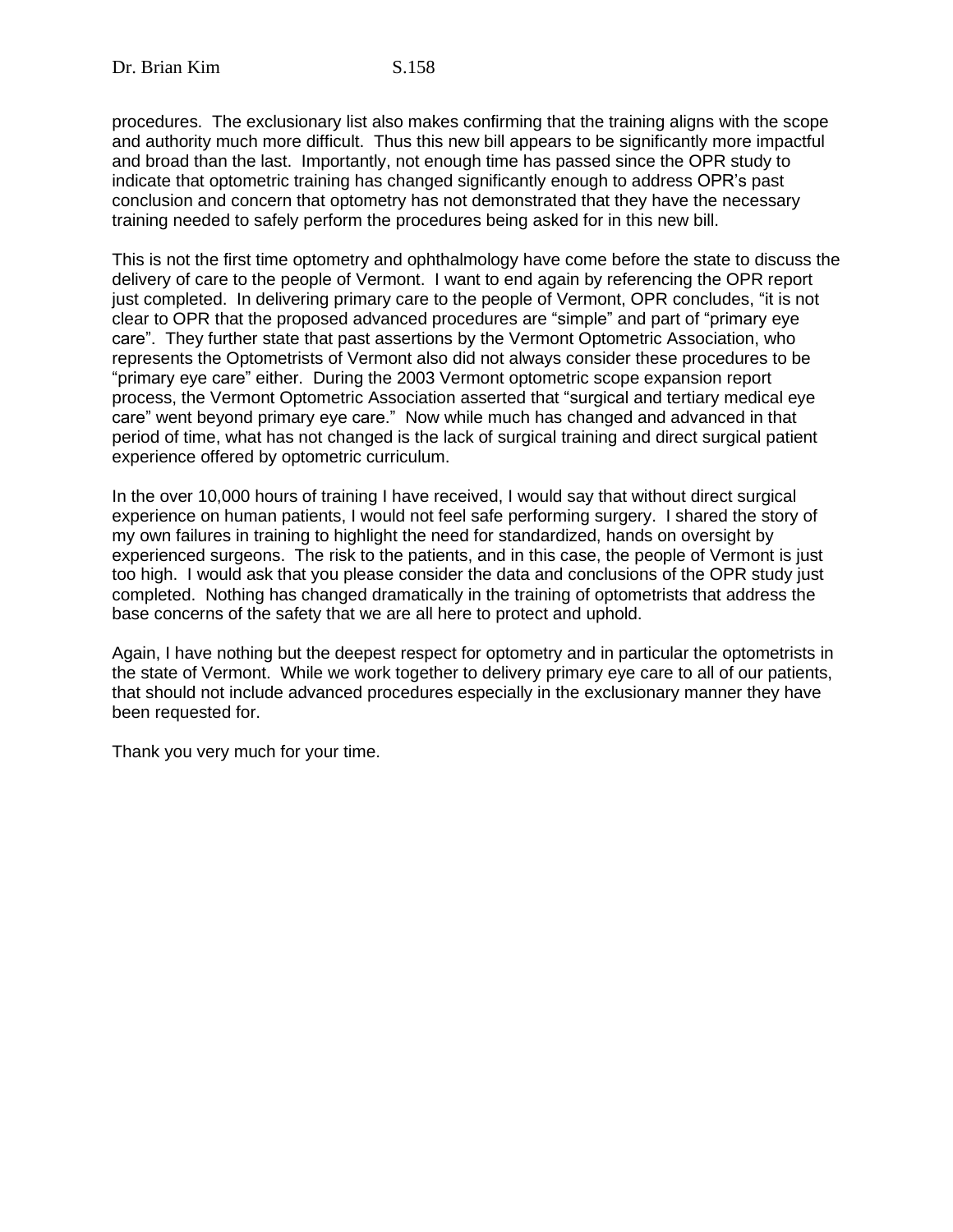procedures. The exclusionary list also makes confirming that the training aligns with the scope and authority much more difficult. Thus this new bill appears to be significantly more impactful and broad than the last. Importantly, not enough time has passed since the OPR study to indicate that optometric training has changed significantly enough to address OPR's past conclusion and concern that optometry has not demonstrated that they have the necessary training needed to safely perform the procedures being asked for in this new bill.

This is not the first time optometry and ophthalmology have come before the state to discuss the delivery of care to the people of Vermont. I want to end again by referencing the OPR report just completed. In delivering primary care to the people of Vermont, OPR concludes, "it is not clear to OPR that the proposed advanced procedures are "simple" and part of "primary eye care". They further state that past assertions by the Vermont Optometric Association, who represents the Optometrists of Vermont also did not always consider these procedures to be "primary eye care" either. During the 2003 Vermont optometric scope expansion report process, the Vermont Optometric Association asserted that "surgical and tertiary medical eye care" went beyond primary eye care." Now while much has changed and advanced in that period of time, what has not changed is the lack of surgical training and direct surgical patient experience offered by optometric curriculum.

In the over 10,000 hours of training I have received, I would say that without direct surgical experience on human patients, I would not feel safe performing surgery. I shared the story of my own failures in training to highlight the need for standardized, hands on oversight by experienced surgeons. The risk to the patients, and in this case, the people of Vermont is just too high. I would ask that you please consider the data and conclusions of the OPR study just completed. Nothing has changed dramatically in the training of optometrists that address the base concerns of the safety that we are all here to protect and uphold.

Again, I have nothing but the deepest respect for optometry and in particular the optometrists in the state of Vermont. While we work together to delivery primary eye care to all of our patients, that should not include advanced procedures especially in the exclusionary manner they have been requested for.

Thank you very much for your time.